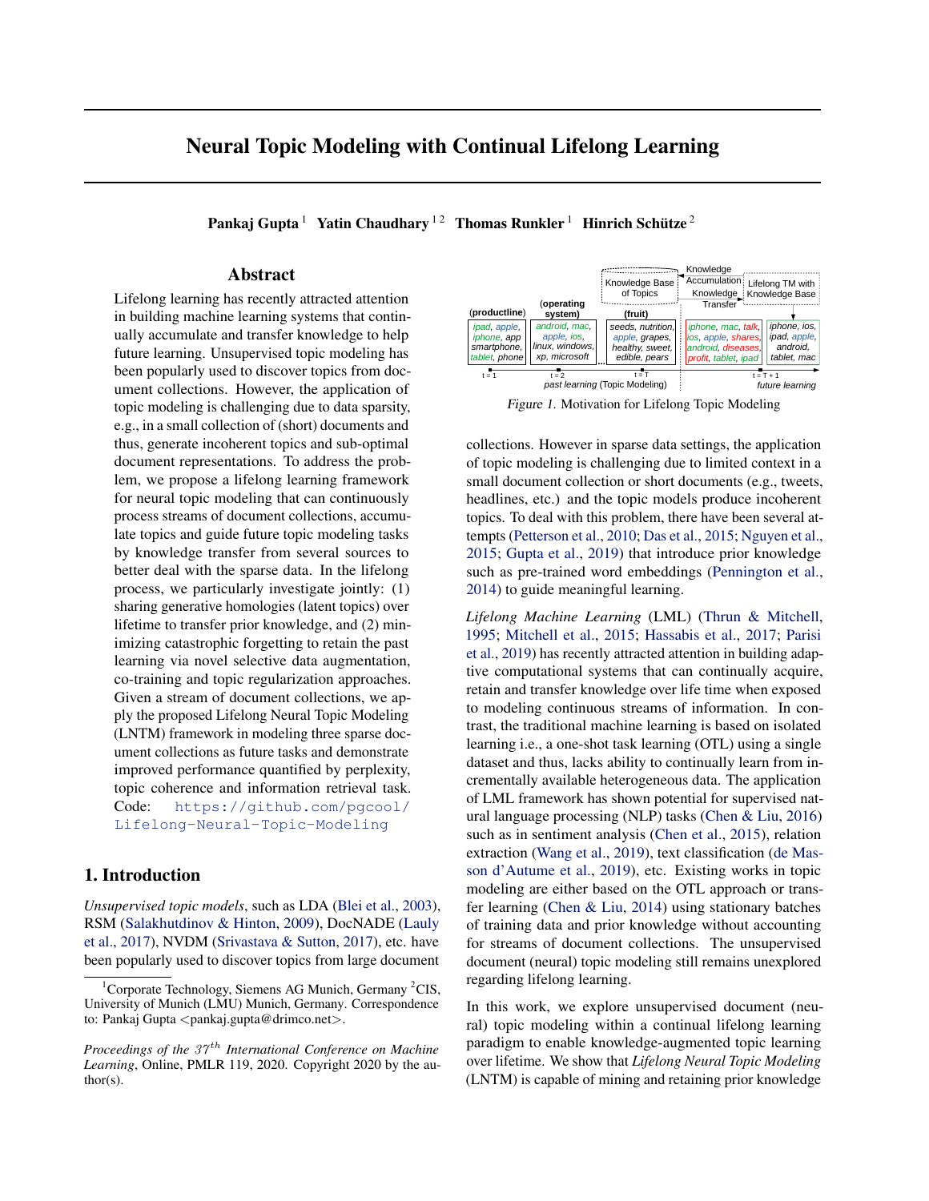# Neural Topic Modeling with Continual Lifelong Learning

**Pankaj Gupta** [1] **Yatin Chaudhary** [1 2] **Thomas Runkler** [1] **Hinrich Schütze** [2]

## Abstract

Lifelong learning has recently attracted attention in building machine learning systems that continually accumulate and transfer knowledge to help future learning. Unsupervised topic modeling has been popularly used to discover topics from document collections. However, the application of topic modeling is challenging due to data sparsity, e.g., in a small collection of (short) documents and thus, generate incoherent topics and sub-optimal document representations. To address the problem, we propose a lifelong learning framework for neural topic modeling that can continuously process streams of document collections, accumulate topics and guide future topic modeling tasks by knowledge transfer from several sources to better deal with the sparse data. In the lifelong process, we particularly investigate jointly: (1) sharing generative homologies (latent topics) over lifetime to transfer prior knowledge, and (2) minimizing catastrophic forgetting to retain the past learning via novel selective data augmentation, co-training and topic regularization approaches. Given a stream of document collections, we apply the proposed Lifelong Neural Topic Modeling (LNTM) framework in modeling three sparse document collections as future tasks and demonstrate improved performance quantified by perplexity, topic coherence and information retrieval task. Code: https://github.com/pgcool/Lifelong-Neural-Topic-Modeling

## 1. Introduction

*Unsupervised topic models*, such as LDA (Blei et al., 2003), RSM (Salakhutdinov & Hinton, 2009), DocNADE (Lauly et al., 2017), NVDM (Srivastava & Sutton, 2017), etc. have been popularly used to discover topics from large document collections. However in sparse data settings, the application of topic modeling is challenging due to limited context in a small document collection or short documents (e.g., tweets, headlines, etc.) and the topic models produce incoherent topics. To deal with this problem, there have been several attempts (Petterson et al., 2010; Das et al., 2015; Nguyen et al., 2015; Gupta et al., 2019) that introduce prior knowledge such as pre-trained word embeddings (Pennington et al., 2014) to guide meaningful learning.

| (productline) | (operating system) | (fruit) | | |
|---|---|---|---|---|
| ipad, apple, iphone, app smartphone, tablet, phone | android, mac, apple, ios, linux, windows, xp, microsoft | seeds, nutrition, apple, grapes, healthy, sweet, edible, pears | iphone, mac, talk, ios, apple, shares, android, diseases, profit, tablet, ipad | iphone, ios, ipad, apple, android, tablet, mac |
| t = 1 | t = 2 | t = T | | t = T + 1 |

Knowledge Base of Topics — Knowledge Accumulation — Knowledge Transfer — Lifelong TM with Knowledge Base

past learning (Topic Modeling) — future learning

*Figure 1.* Motivation for Lifelong Topic Modeling

*Lifelong Machine Learning* (LML) (Thrun & Mitchell, 1995; Mitchell et al., 2015; Hassabis et al., 2017; Parisi et al., 2019) has recently attracted attention in building adaptive computational systems that can continually acquire, retain and transfer knowledge over life time when exposed to modeling continuous streams of information. In contrast, the traditional machine learning is based on isolated learning i.e., a one-shot task learning (OTL) using a single dataset and thus, lacks ability to continually learn from incrementally available heterogeneous data. The application of LML framework has shown potential for supervised natural language processing (NLP) tasks (Chen & Liu, 2016) such as in sentiment analysis (Chen et al., 2015), relation extraction (Wang et al., 2019), text classification (de Masson d'Autume et al., 2019), etc. Existing works in topic modeling are either based on the OTL approach or transfer learning (Chen & Liu, 2014) using stationary batches of training data and prior knowledge without accounting for streams of document collections. The unsupervised document (neural) topic modeling still remains unexplored regarding lifelong learning.

In this work, we explore unsupervised document (neural) topic modeling within a continual lifelong learning paradigm to enable knowledge-augmented topic learning over lifetime. We show that *Lifelong Neural Topic Modeling* (LNTM) is capable of mining and retaining prior knowledge

[1] Corporate Technology, Siemens AG Munich, Germany [2] CIS, University of Munich (LMU) Munich, Germany. Correspondence to: Pankaj Gupta <pankaj.gupta@drimco.net>.

*Proceedings of the 37th International Conference on Machine Learning*, Online, PMLR 119, 2020. Copyright 2020 by the author(s).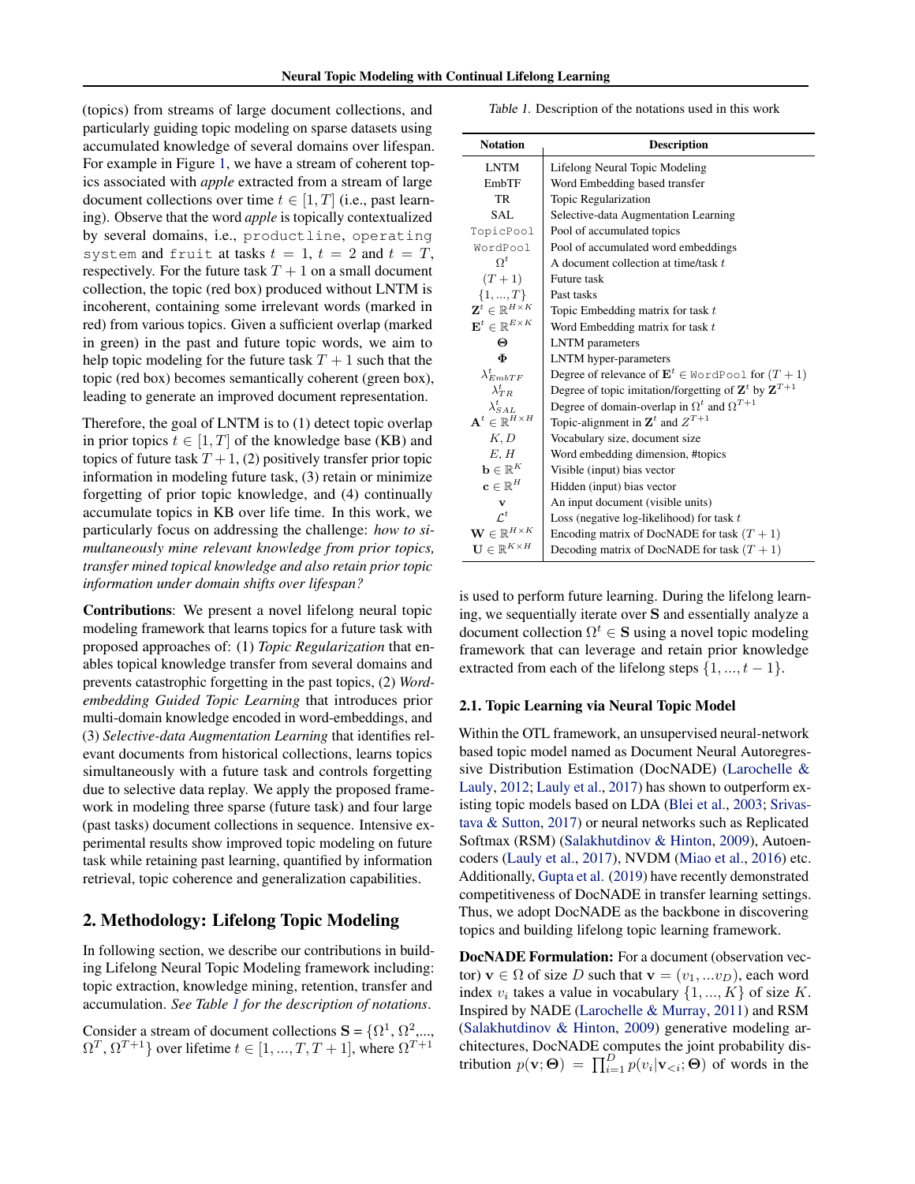(topics) from streams of large document collections, and particularly guiding topic modeling on sparse datasets using accumulated knowledge of several domains over lifespan. For example in Figure 1, we have a stream of coherent topics associated with *apple* extracted from a stream of large document collections over time $t \in [1, T]$ (i.e., past learning). Observe that the word *apple* is topically contextualized by several domains, i.e., `productline`, `operating system` and `fruit` at tasks $t = 1$, $t = 2$ and $t = T$, respectively. For the future task $T + 1$ on a small document collection, the topic (red box) produced without LNTM is incoherent, containing some irrelevant words (marked in red) from various topics. Given a sufficient overlap (marked in green) in the past and future topic words, we aim to help topic modeling for the future task $T + 1$ such that the topic (red box) becomes semantically coherent (green box), leading to generate an improved document representation.

Therefore, the goal of LNTM is to (1) detect topic overlap in prior topics $t \in [1, T]$ of the knowledge base (KB) and topics of future task $T + 1$, (2) positively transfer prior topic information in modeling future task, (3) retain or minimize forgetting of prior topic knowledge, and (4) continually accumulate topics in KB over life time. In this work, we particularly focus on addressing the challenge: *how to simultaneously mine relevant knowledge from prior topics, transfer mined topical knowledge and also retain prior topic information under domain shifts over lifespan?*

**Contributions**: We present a novel lifelong neural topic modeling framework that learns topics for a future task with proposed approaches of: (1) *Topic Regularization* that enables topical knowledge transfer from several domains and prevents catastrophic forgetting in the past topics, (2) *Word-embedding Guided Topic Learning* that introduces prior multi-domain knowledge encoded in word-embeddings, and (3) *Selective-data Augmentation Learning* that identifies relevant documents from historical collections, learns topics simultaneously with a future task and controls forgetting due to selective data replay. We apply the proposed framework in modeling three sparse (future task) and four large (past tasks) document collections in sequence. Intensive experimental results show improved topic modeling on future task while retaining past learning, quantified by information retrieval, topic coherence and generalization capabilities.

## 2. Methodology: Lifelong Topic Modeling

In following section, we describe our contributions in building Lifelong Neural Topic Modeling framework including: topic extraction, knowledge mining, retention, transfer and accumulation. *See Table 1 for the description of notations.*

Table 1. Description of the notations used in this work

| Notation | Description |
|---|---|
| LNTM | Lifelong Neural Topic Modeling |
| EmbTF | Word Embedding based transfer |
| TR | Topic Regularization |
| SAL | Selective-data Augmentation Learning |
| `TopicPool` | Pool of accumulated topics |
| `WordPool` | Pool of accumulated word embeddings |
| $\Omega^t$ | A document collection at time/task $t$ |
| $(T+1)$ | Future task |
| $\{1, ..., T\}$ | Past tasks |
| $\mathbf{Z}^t \in \mathbb{R}^{H \times K}$ | Topic Embedding matrix for task $t$ |
| $\mathbf{E}^t \in \mathbb{R}^{E \times K}$ | Word Embedding matrix for task $t$ |
| $\mathbf{\Theta}$ | LNTM parameters |
| $\mathbf{\Phi}$ | LNTM hyper-parameters |
| $\lambda^t_{EmbTF}$ | Degree of relevance of $\mathbf{E}^t \in$ `WordPool` for $(T+1)$ |
| $\lambda^t_{TR}$ | Degree of topic imitation/forgetting of $\mathbf{Z}^t$ by $\mathbf{Z}^{T+1}$ |
| $\lambda^t_{SAL}$ | Degree of domain-overlap in $\Omega^t$ and $\Omega^{T+1}$ |
| $\mathbf{A}^t \in \mathbb{R}^{H \times H}$ | Topic-alignment in $\mathbf{Z}^t$ and $Z^{T+1}$ |
| $K, D$ | Vocabulary size, document size |
| $E, H$ | Word embedding dimension, #topics |
| $\mathbf{b} \in \mathbb{R}^K$ | Visible (input) bias vector |
| $\mathbf{c} \in \mathbb{R}^H$ | Hidden (input) bias vector |
| $\mathbf{v}$ | An input document (visible units) |
| $\mathcal{L}^t$ | Loss (negative log-likelihood) for task $t$ |
| $\mathbf{W} \in \mathbb{R}^{H \times K}$ | Encoding matrix of DocNADE for task $(T+1)$ |
| $\mathbf{U} \in \mathbb{R}^{K \times H}$ | Decoding matrix of DocNADE for task $(T+1)$ |

Consider a stream of document collections $\mathbf{S} = \{\Omega^1, \Omega^2, ..., \Omega^T, \Omega^{T+1}\}$ over lifetime $t \in [1, ..., T, T+1]$, where $\Omega^{T+1}$ is used to perform future learning. During the lifelong learning, we sequentially iterate over $\mathbf{S}$ and essentially analyze a document collection $\Omega^t \in \mathbf{S}$ using a novel topic modeling framework that can leverage and retain prior knowledge extracted from each of the lifelong steps $\{1, ..., t-1\}$.

### 2.1. Topic Learning via Neural Topic Model

Within the OTL framework, an unsupervised neural-network based topic model named as Document Neural Autoregressive Distribution Estimation (DocNADE) (Larochelle & Lauly, 2012; Lauly et al., 2017) has shown to outperform existing topic models based on LDA (Blei et al., 2003; Srivastava & Sutton, 2017) or neural networks such as Replicated Softmax (RSM) (Salakhutdinov & Hinton, 2009), Autoencoders (Lauly et al., 2017), NVDM (Miao et al., 2016) etc. Additionally, Gupta et al. (2019) have recently demonstrated competitiveness of DocNADE in transfer learning settings. Thus, we adopt DocNADE as the backbone in discovering topics and building lifelong topic learning framework.

**DocNADE Formulation:** For a document (observation vector) $\mathbf{v} \in \Omega$ of size $D$ such that $\mathbf{v} = (v_1, ...v_D)$, each word index $v_i$ takes a value in vocabulary $\{1, ..., K\}$ of size $K$. Inspired by NADE (Larochelle & Murray, 2011) and RSM (Salakhutdinov & Hinton, 2009) generative modeling architectures, DocNADE computes the joint probability distribution $p(\mathbf{v}; \mathbf{\Theta}) = \prod_{i=1}^{D} p(v_i | \mathbf{v}_{<i}; \mathbf{\Theta})$ of words in the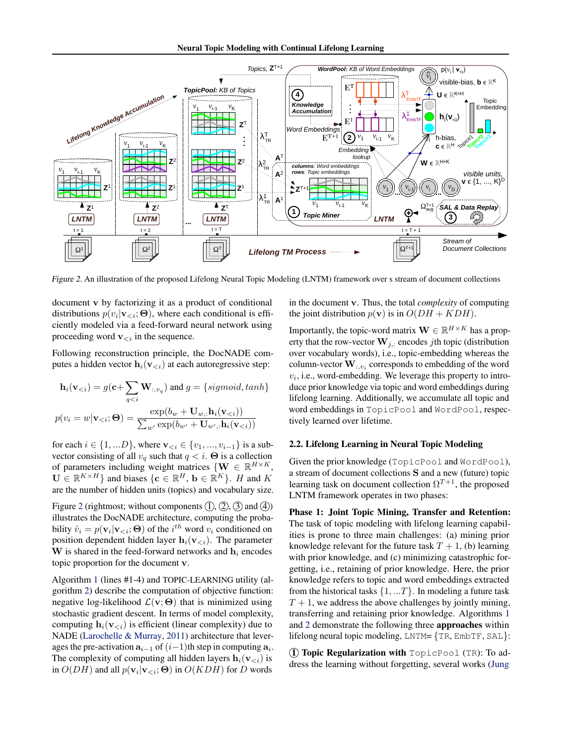Figure 2. An illustration of the proposed Lifelong Neural Topic Modeling (LNTM) framework over s stream of document collections

document $\mathbf{v}$ by factorizing it as a product of conditional distributions $p(v_i|\mathbf{v}_{<i};\mathbf{\Theta})$, where each conditional is efficiently modeled via a feed-forward neural network using proceeding word $\mathbf{v}_{<i}$ in the sequence.

Following reconstruction principle, the DocNADE computes a hidden vector $\mathbf{h}_i(\mathbf{v}_{<i})$ at each autoregressive step:

$$\mathbf{h}_i(\mathbf{v}_{<i}) = g(\mathbf{c} + \sum_{q<i} \mathbf{W}_{:,v_q}) \text{ and } g = \{sigmoid, tanh\}$$

$$p(v_i = w|\mathbf{v}_{<i};\mathbf{\Theta}) = \frac{\exp(b_w + \mathbf{U}_{w,:}\mathbf{h}_i(\mathbf{v}_{<i}))}{\sum_{w'} \exp(b_{w'} + \mathbf{U}_{w',:}\mathbf{h}_i(\mathbf{v}_{<i}))}$$

for each $i \in \{1, ...D\}$, where $\mathbf{v}_{<i} \in \{v_1, ..., v_{i-1}\}$ is a subvector consisting of all $v_q$ such that $q < i$. $\mathbf{\Theta}$ is a collection of parameters including weight matrices $\{\mathbf{W} \in \mathbb{R}^{H\times K}, \mathbf{U} \in \mathbb{R}^{K\times H}\}$ and biases $\{\mathbf{c} \in \mathbb{R}^H, \mathbf{b} \in \mathbb{R}^K\}$. $H$ and $K$ are the number of hidden units (topics) and vocabulary size.

Figure 2 (rightmost; without components ①, ②, ③ and ④) illustrates the DocNADE architecture, computing the probability $\hat{v}_i = p(\mathbf{v}_i|\mathbf{v}_{<i};\mathbf{\Theta})$ of the $i^{th}$ word $v_i$ conditioned on position dependent hidden layer $\mathbf{h}_i(\mathbf{v}_{<i})$. The parameter $\mathbf{W}$ is shared in the feed-forward networks and $\mathbf{h}_i$ encodes topic proportion for the document $\mathbf{v}$.

Algorithm 1 (lines #1-4) and TOPIC-LEARNING utility (algorithm 2) describe the computation of objective function: negative log-likelihood $\mathcal{L}(\mathbf{v};\mathbf{\Theta})$ that is minimized using stochastic gradient descent. In terms of model complexity, computing $\mathbf{h}_i(\mathbf{v}_{<i})$ is efficient (linear complexity) due to NADE (Larochelle & Murray, 2011) architecture that leverages the pre-activation $\mathbf{a}_{i-1}$ of $(i-1)$th step in computing $\mathbf{a}_i$. The complexity of computing all hidden layers $\mathbf{h}_i(\mathbf{v}_{<i})$ is in $O(DH)$ and all $p(\mathbf{v}_i|\mathbf{v}_{<i};\mathbf{\Theta})$ in $O(KDH)$ for $D$ words in the document $\mathbf{v}$. Thus, the total *complexity* of computing the joint distribution $p(\mathbf{v})$ is in $O(DH + KDH)$.

Importantly, the topic-word matrix $\mathbf{W} \in \mathbb{R}^{H\times K}$ has a property that the row-vector $\mathbf{W}_{j,:}$ encodes $j$th topic (distribution over vocabulary words), i.e., topic-embedding whereas the column-vector $\mathbf{W}_{:,v_i}$ corresponds to embedding of the word $v_i$, i.e., word-embedding. We leverage this property to introduce prior knowledge via topic and word embeddings during lifelong learning. Additionally, we accumulate all topic and word embeddings in TopicPool and WordPool, respectively learned over lifetime.

### 2.2. Lifelong Learning in Neural Topic Modeling

Given the prior knowledge (TopicPool and WordPool), a stream of document collections $\mathbf{S}$ and a new (future) topic learning task on document collection $\Omega^{T+1}$, the proposed LNTM framework operates in two phases:

**Phase 1: Joint Topic Mining, Transfer and Retention:** The task of topic modeling with lifelong learning capabilities is prone to three main challenges: (a) mining prior knowledge relevant for the future task $T + 1$, (b) learning with prior knowledge, and (c) minimizing catastrophic forgetting, i.e., retaining of prior knowledge. Here, the prior knowledge refers to topic and word embeddings extracted from the historical tasks $\{1, ...T\}$. In modeling a future task $T + 1$, we address the above challenges by jointly mining, transferring and retaining prior knowledge. Algorithms 1 and 2 demonstrate the following three **approaches** within lifelong neural topic modeling, LNTM= {TR, EmbTF, SAL}:

**① Topic Regularization with TopicPool (TR):** To address the learning without forgetting, several works (Jung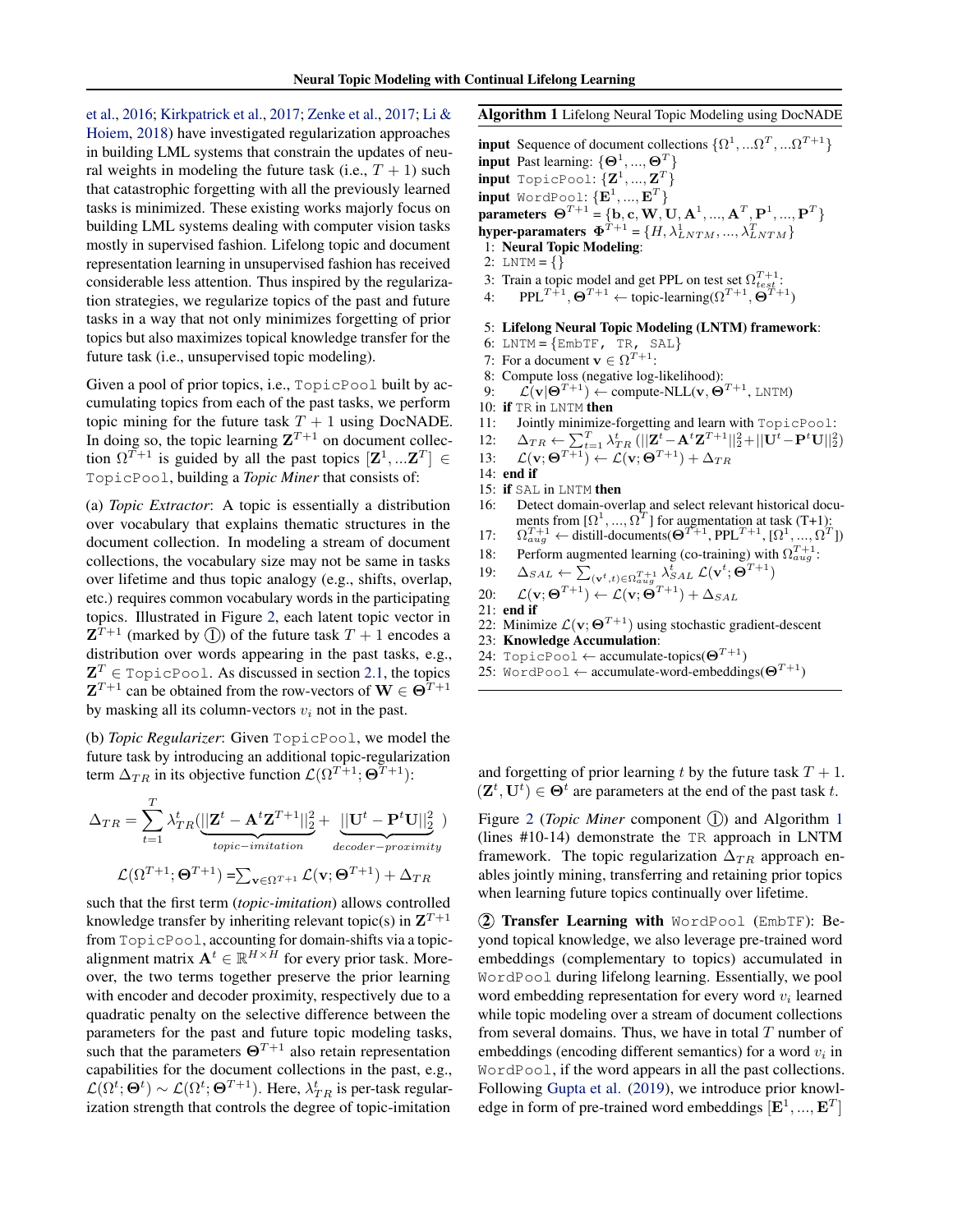et al., 2016; Kirkpatrick et al., 2017; Zenke et al., 2017; Li & Hoiem, 2018) have investigated regularization approaches in building LML systems that constrain the updates of neural weights in modeling the future task (i.e., $T+1$) such that catastrophic forgetting with all the previously learned tasks is minimized. These existing works majorly focus on building LML systems dealing with computer vision tasks mostly in supervised fashion. Lifelong topic and document representation learning in unsupervised fashion has received considerable less attention. Thus inspired by the regularization strategies, we regularize topics of the past and future tasks in a way that not only minimizes forgetting of prior topics but also maximizes topical knowledge transfer for the future task (i.e., unsupervised topic modeling).

Given a pool of prior topics, i.e., `TopicPool` built by accumulating topics from each of the past tasks, we perform topic mining for the future task $T+1$ using DocNADE. In doing so, the topic learning $\mathbf{Z}^{T+1}$ on document collection $\Omega^{T+1}$ is guided by all the past topics $[\mathbf{Z}^1, ...\mathbf{Z}^T] \in$ `TopicPool`, building a *Topic Miner* that consists of:

(a) *Topic Extractor*: A topic is essentially a distribution over vocabulary that explains thematic structures in the document collection. In modeling a stream of document collections, the vocabulary size may not be same in tasks over lifetime and thus topic analogy (e.g., shifts, overlap, etc.) requires common vocabulary words in the participating topics. Illustrated in Figure 2, each latent topic vector in $\mathbf{Z}^{T+1}$ (marked by ①) of the future task $T+1$ encodes a distribution over words appearing in the past tasks, e.g., $\mathbf{Z}^T \in$ `TopicPool`. As discussed in section 2.1, the topics $\mathbf{Z}^{T+1}$ can be obtained from the row-vectors of $\mathbf{W} \in \mathbf{\Theta}^{T+1}$ by masking all its column-vectors $v_i$ not in the past.

(b) *Topic Regularizer*: Given `TopicPool`, we model the future task by introducing an additional topic-regularization term $\Delta_{TR}$ in its objective function $\mathcal{L}(\Omega^{T+1}; \mathbf{\Theta}^{T+1})$:

$$\Delta_{TR} = \sum_{t=1}^{T} \lambda_{TR}^t (\underbrace{||\mathbf{Z}^t - \mathbf{A}^t \mathbf{Z}^{T+1}||_2^2}_{topic-imitation} + \underbrace{||\mathbf{U}^t - \mathbf{P}^t \mathbf{U}||_2^2}_{decoder-proximity})$$

$$\mathcal{L}(\Omega^{T+1}; \mathbf{\Theta}^{T+1}) = \sum_{\mathbf{v} \in \Omega^{T+1}} \mathcal{L}(\mathbf{v}; \mathbf{\Theta}^{T+1}) + \Delta_{TR}$$

such that the first term (*topic-imitation*) allows controlled knowledge transfer by inheriting relevant topic(s) in $\mathbf{Z}^{T+1}$ from `TopicPool`, accounting for domain-shifts via a topic-alignment matrix $\mathbf{A}^t \in \mathbb{R}^{H \times H}$ for every prior task. Moreover, the two terms together preserve the prior learning with encoder and decoder proximity, respectively due to a quadratic penalty on the selective difference between the parameters for the past and future topic modeling tasks, such that the parameters $\mathbf{\Theta}^{T+1}$ also retain representation capabilities for the document collections in the past, e.g., $\mathcal{L}(\Omega^t; \mathbf{\Theta}^t) \sim \mathcal{L}(\Omega^t; \mathbf{\Theta}^{T+1})$. Here, $\lambda_{TR}^t$ is per-task regularization strength that controls the degree of topic-imitation and forgetting of prior learning $t$ by the future task $T+1$. $(\mathbf{Z}^t, \mathbf{U}^t) \in \mathbf{\Theta}^t$ are parameters at the end of the past task $t$.

Figure 2 (*Topic Miner* component ①) and Algorithm 1 (lines #10-14) demonstrate the `TR` approach in LNTM framework. The topic regularization $\Delta_{TR}$ approach enables jointly mining, transferring and retaining prior topics when learning future topics continually over lifetime.

**Algorithm 1** Lifelong Neural Topic Modeling using DocNADE

**input** Sequence of document collections $\{\Omega^1, ...\Omega^T, ...\Omega^{T+1}\}$
**input** Past learning: $\{\mathbf{\Theta}^1, ..., \mathbf{\Theta}^T\}$
**input** `TopicPool`: $\{\mathbf{Z}^1, ..., \mathbf{Z}^T\}$
**input** `WordPool`: $\{\mathbf{E}^1, ..., \mathbf{E}^T\}$
**parameters** $\mathbf{\Theta}^{T+1} = \{\mathbf{b}, \mathbf{c}, \mathbf{W}, \mathbf{U}, \mathbf{A}^1, ..., \mathbf{A}^T, \mathbf{P}^1, ..., \mathbf{P}^T\}$
**hyper-paramaters** $\mathbf{\Phi}^{T+1} = \{H, \lambda_{LNTM}^1, ..., \lambda_{LNTM}^T\}$

1: **Neural Topic Modeling**:
2: `LNTM` = {}
3: Train a topic model and get PPL on test set $\Omega_{test}^{T+1}$:
4: $\quad$ $\text{PPL}^{T+1}, \mathbf{\Theta}^{T+1} \leftarrow$ topic-learning($\Omega^{T+1}, \mathbf{\Theta}^{T+1}$)
5: **Lifelong Neural Topic Modeling (LNTM) framework**:
6: `LNTM` = {`EmbTF`, `TR`, `SAL`}
7: For a document $\mathbf{v} \in \Omega^{T+1}$:
8: Compute loss (negative log-likelihood):
9: $\quad$ $\mathcal{L}(\mathbf{v}|\mathbf{\Theta}^{T+1}) \leftarrow$ compute-NLL($\mathbf{v}, \mathbf{\Theta}^{T+1}$, `LNTM`)
10: **if** `TR` in `LNTM` **then**
11: $\quad$ Jointly minimize-forgetting and learn with `TopicPool`:
12: $\quad$ $\Delta_{TR} \leftarrow \sum_{t=1}^{T} \lambda_{TR}^t (||\mathbf{Z}^t - \mathbf{A}^t \mathbf{Z}^{T+1}||_2^2 + ||\mathbf{U}^t - \mathbf{P}^t \mathbf{U}||_2^2)$
13: $\quad$ $\mathcal{L}(\mathbf{v}; \mathbf{\Theta}^{T+1}) \leftarrow \mathcal{L}(\mathbf{v}; \mathbf{\Theta}^{T+1}) + \Delta_{TR}$
14: **end if**
15: **if** `SAL` in `LNTM` **then**
16: $\quad$ Detect domain-overlap and select relevant historical documents from $[\Omega^1, ..., \Omega^T]$ for augmentation at task (T+1):
17: $\quad$ $\Omega_{aug}^{T+1} \leftarrow$ distill-documents($\mathbf{\Theta}^{T+1}$, $\text{PPL}^{T+1}$, $[\Omega^1, ..., \Omega^T]$)
18: $\quad$ Perform augmented learning (co-training) with $\Omega_{aug}^{T+1}$:
19: $\quad$ $\Delta_{SAL} \leftarrow \sum_{(\mathbf{v}^t, t) \in \Omega_{aug}^{T+1}} \lambda_{SAL}^t \mathcal{L}(\mathbf{v}^t; \mathbf{\Theta}^{T+1})$
20: $\quad$ $\mathcal{L}(\mathbf{v}; \mathbf{\Theta}^{T+1}) \leftarrow \mathcal{L}(\mathbf{v}; \mathbf{\Theta}^{T+1}) + \Delta_{SAL}$
21: **end if**
22: Minimize $\mathcal{L}(\mathbf{v}; \mathbf{\Theta}^{T+1})$ using stochastic gradient-descent
23: **Knowledge Accumulation**:
24: `TopicPool` $\leftarrow$ accumulate-topics($\mathbf{\Theta}^{T+1}$)
25: `WordPool` $\leftarrow$ accumulate-word-embeddings($\mathbf{\Theta}^{T+1}$)

② **Transfer Learning with `WordPool` (`EmbTF`)**: Beyond topical knowledge, we also leverage pre-trained word embeddings (complementary to topics) accumulated in `WordPool` during lifelong learning. Essentially, we pool word embedding representation for every word $v_i$ learned while topic modeling over a stream of document collections from several domains. Thus, we have in total $T$ number of embeddings (encoding different semantics) for a word $v_i$ in `WordPool`, if the word appears in all the past collections. Following Gupta et al. (2019), we introduce prior knowledge in form of pre-trained word embeddings $[\mathbf{E}^1, ..., \mathbf{E}^T]$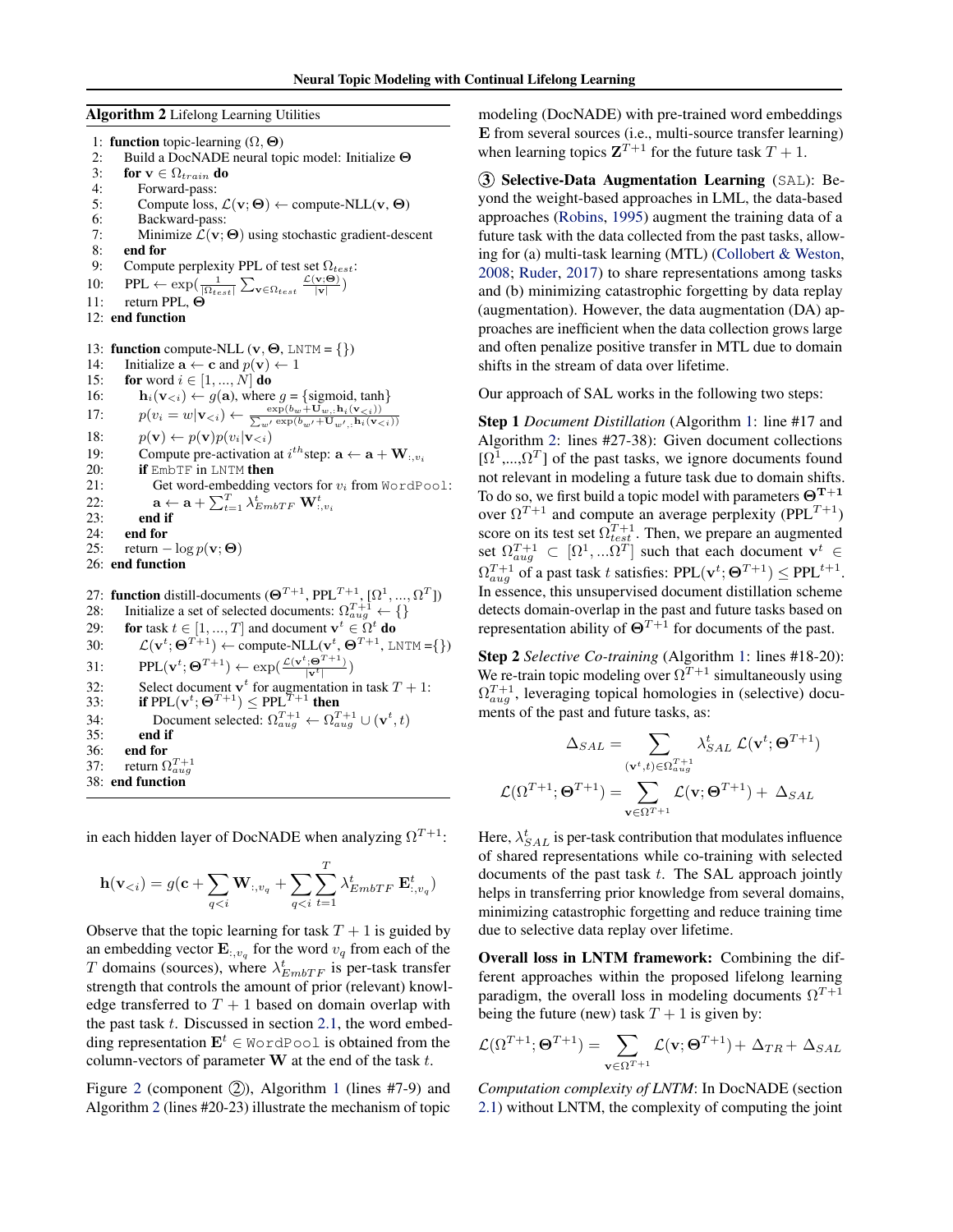**Algorithm 2** Lifelong Learning Utilities

```
1:  function topic-learning (Ω, Θ)
2:     Build a DocNADE neural topic model: Initialize Θ
3:     for v ∈ Ω_train do
4:        Forward-pass:
5:        Compute loss, L(v; Θ) ← compute-NLL(v, Θ)
6:        Backward-pass:
7:        Minimize L(v; Θ) using stochastic gradient-descent
8:     end for
9:     Compute perplexity PPL of test set Ω_test:
10:    PPL ← exp( (1/|Ω_test|) Σ_{v∈Ω_test} L(v;Θ)/|v| )
11:    return PPL, Θ
12: end function

13: function compute-NLL (v, Θ, LNTM = {})
14:    Initialize a ← c and p(v) ← 1
15:    for word i ∈ [1, ..., N] do
16:       h_i(v_<i) ← g(a), where g = {sigmoid, tanh}
17:       p(v_i = w|v_<i) ← exp(b_w + U_{w,:} h_i(v_<i)) / Σ_{w'} exp(b_{w'} + U_{w',:} h_i(v_<i))
18:       p(v) ← p(v)p(v_i|v_<i)
19:       Compute pre-activation at i^th step: a ← a + W_{:,v_i}
20:       if EmbTF in LNTM then
21:          Get word-embedding vectors for v_i from WordPool:
22:          a ← a + Σ_{t=1}^{T} λ^t_EmbTF W^t_{:,v_i}
23:       end if
24:    end for
25:    return − log p(v; Θ)
26: end function

27: function distill-documents (Θ^{T+1}, PPL^{T+1}, [Ω^1, ..., Ω^T])
28:    Initialize a set of selected documents: Ω^{T+1}_aug ← {}
29:    for task t ∈ [1, ..., T] and document v^t ∈ Ω^t do
30:       L(v^t; Θ^{T+1}) ← compute-NLL(v^t, Θ^{T+1}, LNTM ={})
31:       PPL(v^t; Θ^{T+1}) ← exp( L(v^t;Θ^{T+1}) / |v^t| )
32:       Select document v^t for augmentation in task T + 1:
33:       if PPL(v^t; Θ^{T+1}) ≤ PPL^{T+1} then
34:          Document selected: Ω^{T+1}_aug ← Ω^{T+1}_aug ∪ (v^t, t)
35:       end if
36:    end for
37:    return Ω^{T+1}_aug
38: end function
```

in each hidden layer of DocNADE when analyzing $\Omega^{T+1}$:

$$\mathbf{h}(\mathbf{v}_{<i}) = g(\mathbf{c} + \sum_{q<i} \mathbf{W}_{:,v_q} + \sum_{q<i}\sum_{t=1}^{T} \lambda^t_{EmbTF}\, \mathbf{E}^t_{:,v_q})$$

Observe that the topic learning for task $T+1$ is guided by an embedding vector $\mathbf{E}_{:,v_q}$ for the word $v_q$ from each of the $T$ domains (sources), where $\lambda^t_{EmbTF}$ is per-task transfer strength that controls the amount of prior (relevant) knowledge transferred to $T+1$ based on domain overlap with the past task $t$. Discussed in section 2.1, the word embedding representation $\mathbf{E}^t \in$ WordPool is obtained from the column-vectors of parameter $\mathbf{W}$ at the end of the task $t$.

Figure 2 (component ②), Algorithm 1 (lines #7-9) and Algorithm 2 (lines #20-23) illustrate the mechanism of topic modeling (DocNADE) with pre-trained word embeddings $\mathbf{E}$ from several sources (i.e., multi-source transfer learning) when learning topics $\mathbf{Z}^{T+1}$ for the future task $T+1$.

**③ Selective-Data Augmentation Learning** (SAL): Beyond the weight-based approaches in LML, the data-based approaches (Robins, 1995) augment the training data of a future task with the data collected from the past tasks, allowing for (a) multi-task learning (MTL) (Collobert & Weston, 2008; Ruder, 2017) to share representations among tasks and (b) minimizing catastrophic forgetting by data replay (augmentation). However, the data augmentation (DA) approaches are inefficient when the data collection grows large and often penalize positive transfer in MTL due to domain shifts in the stream of data over lifetime.

Our approach of SAL works in the following two steps:

**Step 1** *Document Distillation* (Algorithm 1: line #17 and Algorithm 2: lines #27-38): Given document collections $[\Omega^1, ..., \Omega^T]$ of the past tasks, we ignore documents found not relevant in modeling a future task due to domain shifts. To do so, we first build a topic model with parameters $\mathbf{\Theta^{T+1}}$ over $\Omega^{T+1}$ and compute an average perplexity ($\text{PPL}^{T+1}$) score on its test set $\Omega^{T+1}_{test}$. Then, we prepare an augmented set $\Omega^{T+1}_{aug} \subset [\Omega^1, ...\Omega^T]$ such that each document $\mathbf{v}^t \in \Omega^{T+1}_{aug}$ of a past task $t$ satisfies: $\text{PPL}(\mathbf{v}^t; \mathbf{\Theta}^{T+1}) \leq \text{PPL}^{t+1}$. In essence, this unsupervised document distillation scheme detects domain-overlap in the past and future tasks based on representation ability of $\mathbf{\Theta}^{T+1}$ for documents of the past.

**Step 2** *Selective Co-training* (Algorithm 1: lines #18-20): We re-train topic modeling over $\Omega^{T+1}$ simultaneously using $\Omega^{T+1}_{aug}$, leveraging topical homologies in (selective) documents of the past and future tasks, as:

$$\Delta_{SAL} = \sum_{(\mathbf{v}^t,t)\in\Omega^{T+1}_{aug}} \lambda^t_{SAL}\; \mathcal{L}(\mathbf{v}^t; \mathbf{\Theta}^{T+1})$$

$$\mathcal{L}(\Omega^{T+1}; \mathbf{\Theta}^{T+1}) = \sum_{\mathbf{v}\in\Omega^{T+1}} \mathcal{L}(\mathbf{v}; \mathbf{\Theta}^{T+1}) +\ \Delta_{SAL}$$

Here, $\lambda^t_{SAL}$ is per-task contribution that modulates influence of shared representations while co-training with selected documents of the past task $t$. The SAL approach jointly helps in transferring prior knowledge from several domains, minimizing catastrophic forgetting and reduce training time due to selective data replay over lifetime.

**Overall loss in LNTM framework:** Combining the different approaches within the proposed lifelong learning paradigm, the overall loss in modeling documents $\Omega^{T+1}$ being the future (new) task $T+1$ is given by:

$$\mathcal{L}(\Omega^{T+1}; \mathbf{\Theta}^{T+1}) = \sum_{\mathbf{v}\in\Omega^{T+1}} \mathcal{L}(\mathbf{v}; \mathbf{\Theta}^{T+1}) + \Delta_{TR} + \Delta_{SAL}$$

*Computation complexity of LNTM*: In DocNADE (section 2.1) without LNTM, the complexity of computing the joint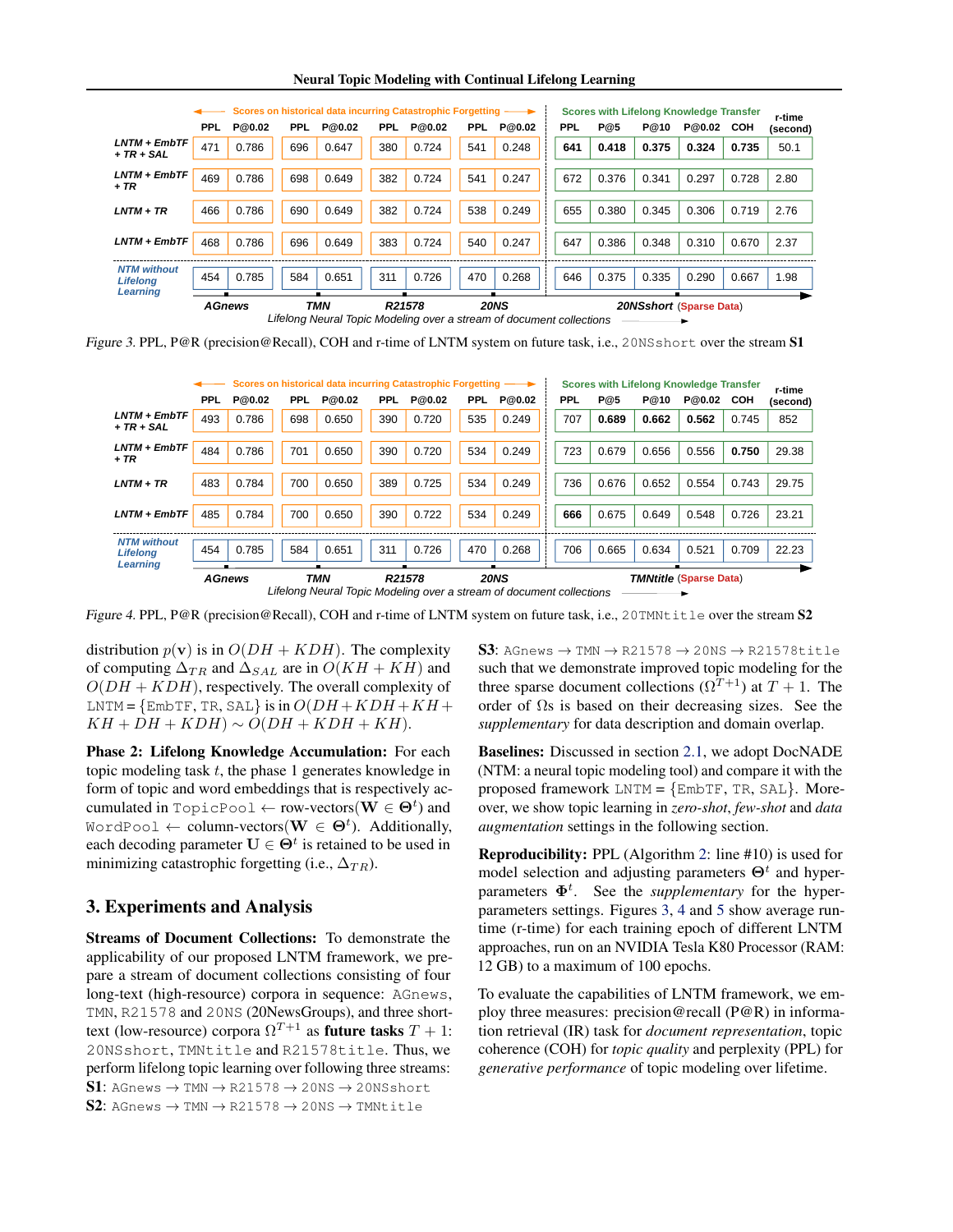| | Scores on historical data incurring Catastrophic Forgetting | | | | | | | | Scores with Lifelong Knowledge Transfer | | | | | r-time |
|---|---|---|---|---|---|---|---|---|---|---|---|---|---|---|
| | AGnews | | TMN | | R21578 | | 20NS | | 20NSshort (Sparse Data) | | | | | |
| | PPL | P@0.02 | PPL | P@0.02 | PPL | P@0.02 | PPL | P@0.02 | PPL | P@5 | P@10 | P@0.02 | COH | (second) |
| LNTM + EmbTF + TR + SAL | 471 | 0.786 | 696 | 0.647 | 380 | 0.724 | 541 | 0.248 | **641** | **0.418** | **0.375** | **0.324** | **0.735** | 50.1 |
| LNTM + EmbTF + TR | 469 | 0.786 | 698 | 0.649 | 382 | 0.724 | 541 | 0.247 | 672 | 0.376 | 0.341 | 0.297 | 0.728 | 2.80 |
| LNTM + TR | 466 | 0.786 | 690 | 0.649 | 382 | 0.724 | 538 | 0.249 | 655 | 0.380 | 0.345 | 0.306 | 0.719 | 2.76 |
| LNTM + EmbTF | 468 | 0.786 | 696 | 0.649 | 383 | 0.724 | 540 | 0.247 | 647 | 0.386 | 0.348 | 0.310 | 0.670 | 2.37 |
| NTM without Lifelong Learning | 454 | 0.785 | 584 | 0.651 | 311 | 0.726 | 470 | 0.268 | 646 | 0.375 | 0.335 | 0.290 | 0.667 | 1.98 |

Lifelong Neural Topic Modeling over a stream of document collections

*Figure 3.* PPL, P@R (precision@Recall), COH and r-time of LNTM system on future task, i.e., 20NSshort over the stream **S1**

| | Scores on historical data incurring Catastrophic Forgetting | | | | | | | | Scores with Lifelong Knowledge Transfer | | | | | r-time |
|---|---|---|---|---|---|---|---|---|---|---|---|---|---|---|
| | AGnews | | TMN | | R21578 | | 20NS | | TMNtitle (Sparse Data) | | | | | |
| | PPL | P@0.02 | PPL | P@0.02 | PPL | P@0.02 | PPL | P@0.02 | PPL | P@5 | P@10 | P@0.02 | COH | (second) |
| LNTM + EmbTF + TR + SAL | 493 | 0.786 | 698 | 0.650 | 390 | 0.720 | 535 | 0.249 | 707 | **0.689** | **0.662** | **0.562** | 0.745 | 852 |
| LNTM + EmbTF + TR | 484 | 0.786 | 701 | 0.650 | 390 | 0.720 | 534 | 0.249 | 723 | 0.679 | 0.656 | 0.556 | **0.750** | 29.38 |
| LNTM + TR | 483 | 0.784 | 700 | 0.650 | 389 | 0.725 | 534 | 0.249 | 736 | 0.676 | 0.652 | 0.554 | 0.743 | 29.75 |
| LNTM + EmbTF | 485 | 0.784 | 700 | 0.650 | 390 | 0.722 | 534 | 0.249 | **666** | 0.675 | 0.649 | 0.548 | 0.726 | 23.21 |
| NTM without Lifelong Learning | 454 | 0.785 | 584 | 0.651 | 311 | 0.726 | 470 | 0.268 | 706 | 0.665 | 0.634 | 0.521 | 0.709 | 22.23 |

Lifelong Neural Topic Modeling over a stream of document collections

*Figure 4.* PPL, P@R (precision@Recall), COH and r-time of LNTM system on future task, i.e., 20TMNtitle over the stream **S2**

distribution $p(\mathbf{v})$ is in $O(DH + KDH)$. The complexity of computing $\Delta_{TR}$ and $\Delta_{SAL}$ are in $O(KH + KH)$ and $O(DH + KDH)$, respectively. The overall complexity of LNTM = {EmbTF, TR, SAL} is in $O(DH + KDH + KH + KH + DH + KDH) \sim O(DH + KDH + KH)$.

**Phase 2: Lifelong Knowledge Accumulation:** For each topic modeling task $t$, the phase 1 generates knowledge in form of topic and word embeddings that is respectively accumulated in TopicPool ← row-vectors($\mathbf{W} \in \mathbf{\Theta}^t$) and WordPool ← column-vectors($\mathbf{W} \in \mathbf{\Theta}^t$). Additionally, each decoding parameter $\mathbf{U} \in \mathbf{\Theta}^t$ is retained to be used in minimizing catastrophic forgetting (i.e., $\Delta_{TR}$).

## 3. Experiments and Analysis

**Streams of Document Collections:** To demonstrate the applicability of our proposed LNTM framework, we prepare a stream of document collections consisting of four long-text (high-resource) corpora in sequence: AGnews, TMN, R21578 and 20NS (20NewsGroups), and three short-text (low-resource) corpora $\Omega^{T+1}$ as **future tasks** $T + 1$: 20NSshort, TMNtitle and R21578title. Thus, we perform lifelong topic learning over following three streams:

**S1**: AGnews → TMN → R21578 → 20NS → 20NSshort

**S2**: AGnews → TMN → R21578 → 20NS → TMNtitle

**S3**: AGnews → TMN → R21578 → 20NS → R21578title

such that we demonstrate improved topic modeling for the three sparse document collections ($\Omega^{T+1}$) at $T + 1$. The order of $\Omega$s is based on their decreasing sizes. See the *supplementary* for data description and domain overlap.

**Baselines:** Discussed in section 2.1, we adopt DocNADE (NTM: a neural topic modeling tool) and compare it with the proposed framework LNTM = {EmbTF, TR, SAL}. Moreover, we show topic learning in *zero-shot*, *few-shot* and *data augmentation* settings in the following section.

**Reproducibility:** PPL (Algorithm 2: line #10) is used for model selection and adjusting parameters $\mathbf{\Theta}^t$ and hyperparameters $\mathbf{\Phi}^t$. See the *supplementary* for the hyperparameters settings. Figures 3, 4 and 5 show average runtime (r-time) for each training epoch of different LNTM approaches, run on an NVIDIA Tesla K80 Processor (RAM: 12 GB) to a maximum of 100 epochs.

To evaluate the capabilities of LNTM framework, we employ three measures: precision@recall (P@R) in information retrieval (IR) task for *document representation*, topic coherence (COH) for *topic quality* and perplexity (PPL) for *generative performance* of topic modeling over lifetime.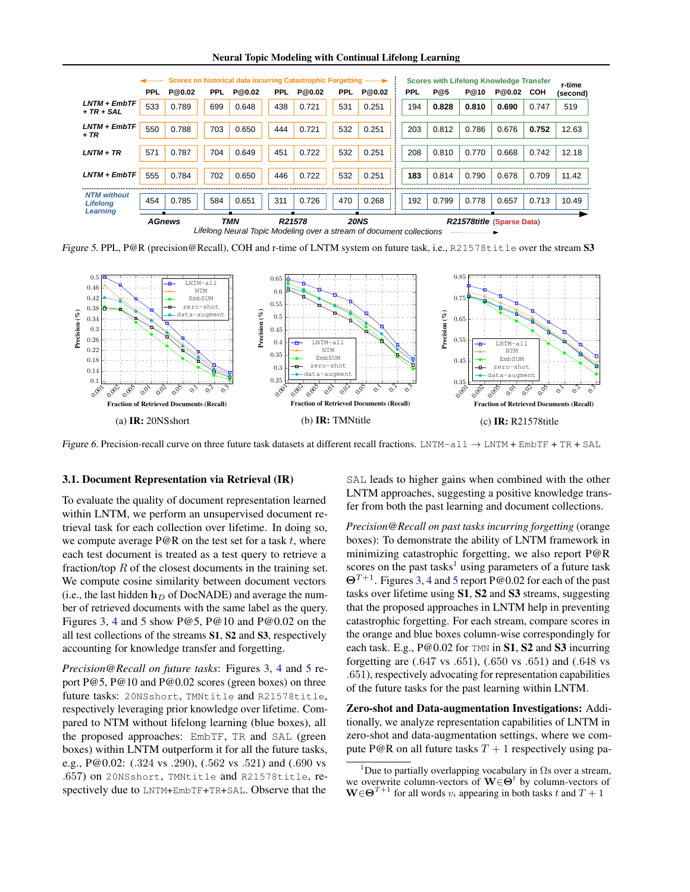| | Scores on historical data incurring Catastrophic Forgetting | | | | | | | | Scores with Lifelong Knowledge Transfer | | | | | r-time |
|---|---|---|---|---|---|---|---|---|---|---|---|---|---|---|
| | PPL | P@0.02 | PPL | P@0.02 | PPL | P@0.02 | PPL | P@0.02 | PPL | P@5 | P@10 | P@0.02 | COH | (second) |
| LNTM + EmbTF + TR + SAL | 533 | 0.789 | 699 | 0.648 | 438 | 0.721 | 531 | 0.251 | 194 | **0.828** | **0.810** | **0.690** | 0.747 | 519 |
| LNTM + EmbTF + TR | 550 | 0.788 | 703 | 0.650 | 444 | 0.721 | 532 | 0.251 | 203 | 0.812 | 0.786 | 0.676 | **0.752** | 12.63 |
| LNTM + TR | 571 | 0.787 | 704 | 0.649 | 451 | 0.722 | 532 | 0.251 | 208 | 0.810 | 0.770 | 0.668 | 0.742 | 12.18 |
| LNTM + EmbTF | 555 | 0.784 | 702 | 0.650 | 446 | 0.722 | 532 | 0.251 | **183** | 0.814 | 0.790 | 0.678 | 0.709 | 11.42 |
| NTM without Lifelong Learning | 454 | 0.785 | 584 | 0.651 | 311 | 0.726 | 470 | 0.268 | 192 | 0.799 | 0.778 | 0.657 | 0.713 | 10.49 |
| | AGnews | | TMN | | R21578 | | 20NS | | R21578title (Sparse Data) | | | | | |

Lifelong Neural Topic Modeling over a stream of document collections

*Figure 5.* PPL, P@R (precision@Recall), COH and r-time of LNTM system on future task, i.e., R21578title over the stream **S3**

(a) **IR:** 20NSshort (b) **IR:** TMNtitle (c) **IR:** R21578title

*Figure 6.* Precision-recall curve on three future task datasets at different recall fractions. LNTM-all → LNTM + EmbTF + TR + SAL

### 3.1. Document Representation via Retrieval (IR)

To evaluate the quality of document representation learned within LNTM, we perform an unsupervised document retrieval task for each collection over lifetime. In doing so, we compute average P@R on the test set for a task $t$, where each test document is treated as a test query to retrieve a fraction/top $R$ of the closest documents in the training set. We compute cosine similarity between document vectors (i.e., the last hidden $\mathbf{h}_D$ of DocNADE) and average the number of retrieved documents with the same label as the query. Figures 3, 4 and 5 show P@5, P@10 and P@0.02 on the all test collections of the streams **S1**, **S2** and **S3**, respectively accounting for knowledge transfer and forgetting.

*Precision@Recall on future tasks*: Figures 3, 4 and 5 report P@5, P@10 and P@0.02 scores (green boxes) on three future tasks: 20NSshort, TMNtitle and R21578title, respectively leveraging prior knowledge over lifetime. Compared to NTM without lifelong learning (blue boxes), all the proposed approaches: EmbTF, TR and SAL (green boxes) within LNTM outperform it for all the future tasks, e.g., P@0.02: (.324 vs .290), (.562 vs .521) and (.690 vs .657) on 20NSshort, TMNtitle and R21578title, respectively due to LNTM+EmbTF+TR+SAL. Observe that the SAL leads to higher gains when combined with the other LNTM approaches, suggesting a positive knowledge transfer from both the past learning and document collections.

*Precision@Recall on past tasks incurring forgetting* (orange boxes): To demonstrate the ability of LNTM framework in minimizing catastrophic forgetting, we also report P@R scores on the past tasks[1] using parameters of a future task $\mathbf{\Theta}^{T+1}$. Figures 3, 4 and 5 report P@0.02 for each of the past tasks over lifetime using **S1**, **S2** and **S3** streams, suggesting that the proposed approaches in LNTM help in preventing catastrophic forgetting. For each stream, compare scores in the orange and blue boxes column-wise correspondingly for each task. E.g., P@0.02 for TMN in **S1**, **S2** and **S3** incurring forgetting are (.647 vs .651), (.650 vs .651) and (.648 vs .651), respectively advocating for representation capabilities of the future tasks for the past learning within LNTM.

**Zero-shot and Data-augmentation Investigations:** Additionally, we analyze representation capabilities of LNTM in zero-shot and data-augmentation settings, where we compute P@R on all future tasks $T+1$ respectively using pa-

[1]Due to partially overlapping vocabulary in $\Omega$s over a stream, we overwrite column-vectors of $\mathbf{W}\in\mathbf{\Theta}^{t}$ by column-vectors of $\mathbf{W}\in\mathbf{\Theta}^{T+1}$ for all words $v_i$ appearing in both tasks $t$ and $T+1$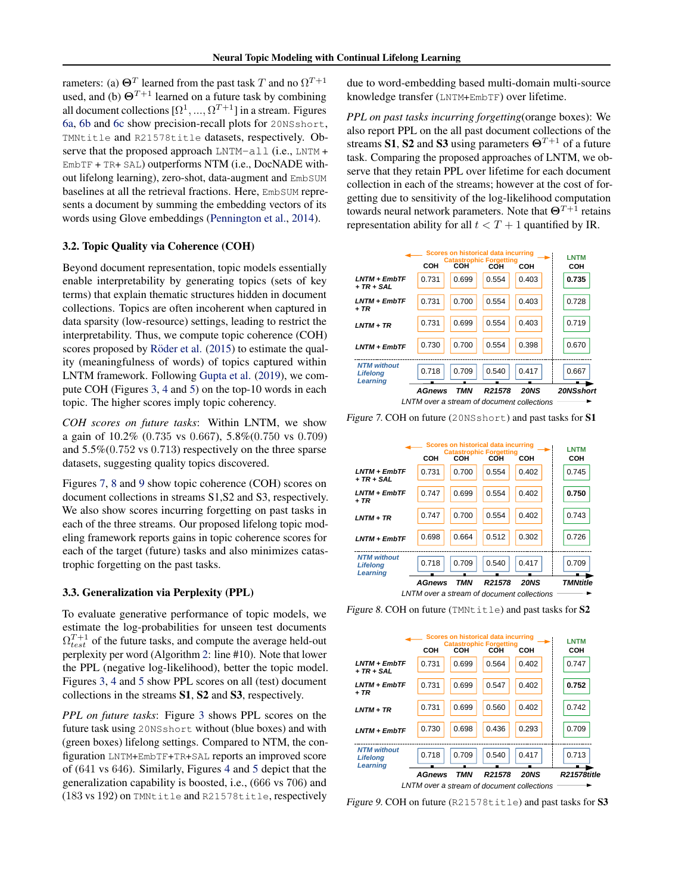rameters: (a) $\mathbf{\Theta}^T$ learned from the past task $T$ and no $\Omega^{T+1}$ used, and (b) $\mathbf{\Theta}^{T+1}$ learned on a future task by combining all document collections $[\Omega^1, ..., \Omega^{T+1}]$ in a stream. Figures 6a, 6b and 6c show precision-recall plots for 20NSshort, TMNtitle and R21578title datasets, respectively. Observe that the proposed approach LNTM-all (i.e., LNTM + EmbTF + TR+ SAL) outperforms NTM (i.e., DocNADE without lifelong learning), zero-shot, data-augment and EmbSUM baselines at all the retrieval fractions. Here, EmbSUM represents a document by summing the embedding vectors of its words using Glove embeddings (Pennington et al., 2014).

### 3.2. Topic Quality via Coherence (COH)

Beyond document representation, topic models essentially enable interpretability by generating topics (sets of key terms) that explain thematic structures hidden in document collections. Topics are often incoherent when captured in data sparsity (low-resource) settings, leading to restrict the interpretability. Thus, we compute topic coherence (COH) scores proposed by Röder et al. (2015) to estimate the quality (meaningfulness of words) of topics captured within LNTM framework. Following Gupta et al. (2019), we compute COH (Figures 3, 4 and 5) on the top-10 words in each topic. The higher scores imply topic coherency.

*COH scores on future tasks*: Within LNTM, we show a gain of 10.2% (0.735 vs 0.667), 5.8%(0.750 vs 0.709) and 5.5%(0.752 vs 0.713) respectively on the three sparse datasets, suggesting quality topics discovered.

Figures 7, 8 and 9 show topic coherence (COH) scores on document collections in streams S1,S2 and S3, respectively. We also show scores incurring forgetting on past tasks in each of the three streams. Our proposed lifelong topic modeling framework reports gains in topic coherence scores for each of the target (future) tasks and also minimizes catastrophic forgetting on the past tasks.

### 3.3. Generalization via Perplexity (PPL)

To evaluate generative performance of topic models, we estimate the log-probabilities for unseen test documents $\Omega_{test}^{T+1}$ of the future tasks, and compute the average held-out perplexity per word (Algorithm 2: line #10). Note that lower the PPL (negative log-likelihood), better the topic model. Figures 3, 4 and 5 show PPL scores on all (test) document collections in the streams **S1**, **S2** and **S3**, respectively.

*PPL on future tasks*: Figure 3 shows PPL scores on the future task using 20NSshort without (blue boxes) and with (green boxes) lifelong settings. Compared to NTM, the configuration LNTM+EmbTF+TR+SAL reports an improved score of (641 vs 646). Similarly, Figures 4 and 5 depict that the generalization capability is boosted, i.e., (666 vs 706) and (183 vs 192) on TMNtitle and R21578title, respectively due to word-embedding based multi-domain multi-source knowledge transfer (LNTM+EmbTF) over lifetime.

*PPL on past tasks incurring forgetting*(orange boxes): We also report PPL on the all past document collections of the streams **S1**, **S2** and **S3** using parameters $\mathbf{\Theta}^{T+1}$ of a future task. Comparing the proposed approaches of LNTM, we observe that they retain PPL over lifetime for each document collection in each of the streams; however at the cost of forgetting due to sensitivity of the log-likelihood computation towards neural network parameters. Note that $\mathbf{\Theta}^{T+1}$ retains representation ability for all $t < T + 1$ quantified by IR.

| | AGnews COH | TMN COH | R21578 COH | 20NS COH | 20NSshort LNTM COH |
|---|---|---|---|---|---|
| LNTM + EmbTF + TR + SAL | 0.731 | 0.699 | 0.554 | 0.403 | **0.735** |
| LNTM + EmbTF + TR | 0.731 | 0.700 | 0.554 | 0.403 | 0.728 |
| LNTM + TR | 0.731 | 0.699 | 0.554 | 0.403 | 0.719 |
| LNTM + EmbTF | 0.730 | 0.700 | 0.554 | 0.398 | 0.670 |
| NTM without Lifelong Learning | 0.718 | 0.709 | 0.540 | 0.417 | 0.667 |

Scores on historical data incurring Catastrophic Forgetting (AGnews, TMN, R21578, 20NS); LNTM over a stream of document collections

Figure 7. COH on future (20NSshort) and past tasks for **S1**

| | AGnews COH | TMN COH | R21578 COH | 20NS COH | TMNtitle LNTM COH |
|---|---|---|---|---|---|
| LNTM + EmbTF + TR + SAL | 0.731 | 0.700 | 0.554 | 0.402 | 0.745 |
| LNTM + EmbTF + TR | 0.747 | 0.699 | 0.554 | 0.402 | **0.750** |
| LNTM + TR | 0.747 | 0.700 | 0.554 | 0.402 | 0.743 |
| LNTM + EmbTF | 0.698 | 0.664 | 0.512 | 0.302 | 0.726 |
| NTM without Lifelong Learning | 0.718 | 0.709 | 0.540 | 0.417 | 0.709 |

Scores on historical data incurring Catastrophic Forgetting (AGnews, TMN, R21578, 20NS); LNTM over a stream of document collections

Figure 8. COH on future (TMNtitle) and past tasks for **S2**

| | AGnews COH | TMN COH | R21578 COH | 20NS COH | R21578title LNTM COH |
|---|---|---|---|---|---|
| LNTM + EmbTF + TR + SAL | 0.731 | 0.699 | 0.564 | 0.402 | 0.747 |
| LNTM + EmbTF + TR | 0.731 | 0.699 | 0.547 | 0.402 | **0.752** |
| LNTM + TR | 0.731 | 0.699 | 0.560 | 0.402 | 0.742 |
| LNTM + EmbTF | 0.730 | 0.698 | 0.436 | 0.293 | 0.709 |
| NTM without Lifelong Learning | 0.718 | 0.709 | 0.540 | 0.417 | 0.713 |

Scores on historical data incurring Catastrophic Forgetting (AGnews, TMN, R21578, 20NS); LNTM over a stream of document collections

Figure 9. COH on future (R21578title) and past tasks for **S3**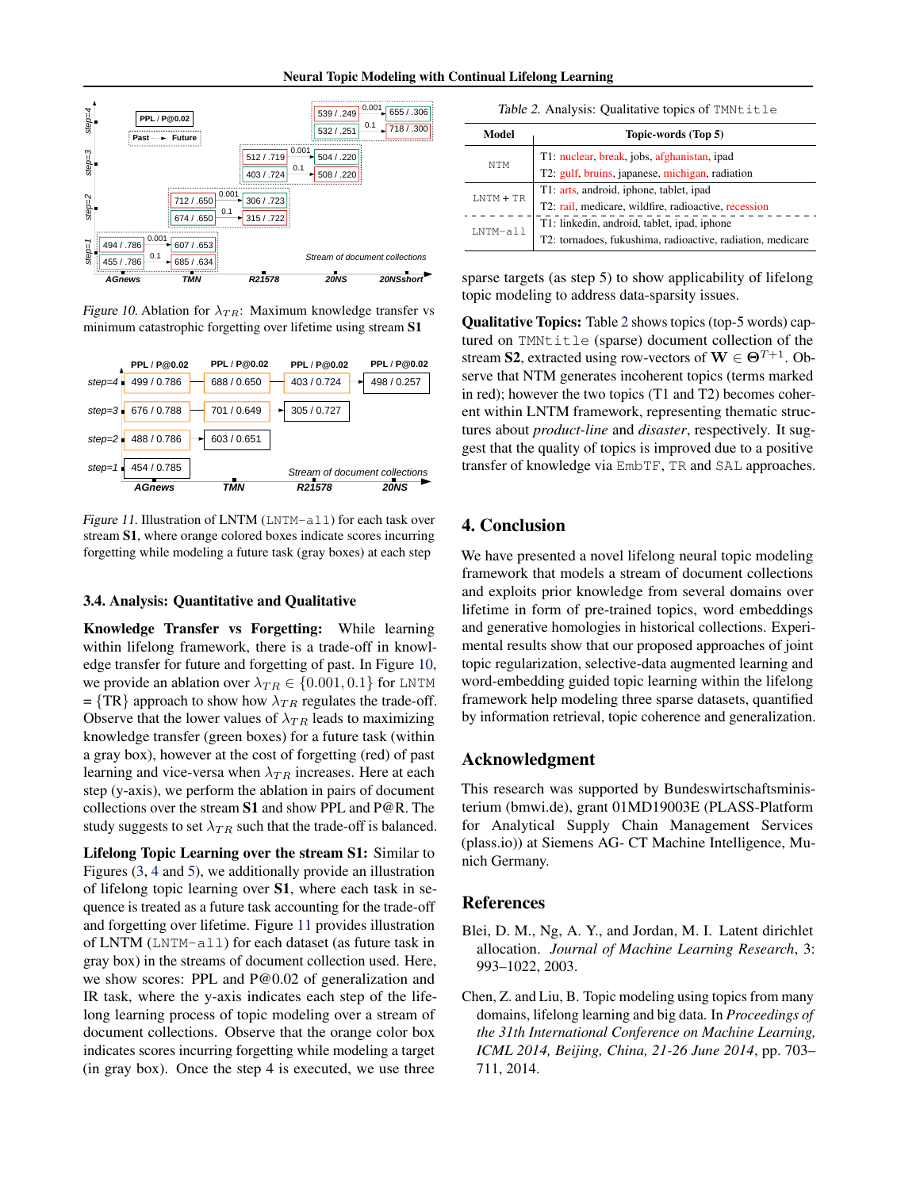Figure 10. Ablation for $\lambda_{TR}$: Maximum knowledge transfer vs minimum catastrophic forgetting over lifetime using stream **S1**

Figure 11. Illustration of LNTM (`LNTM-all`) for each task over stream **S1**, where orange colored boxes indicate scores incurring forgetting while modeling a future task (gray boxes) at each step

### 3.4. Analysis: Quantitative and Qualitative

**Knowledge Transfer vs Forgetting:** While learning within lifelong framework, there is a trade-off in knowledge transfer for future and forgetting of past. In Figure 10, we provide an ablation over $\lambda_{TR} \in \{0.001, 0.1\}$ for LNTM = {TR} approach to show how $\lambda_{TR}$ regulates the trade-off. Observe that the lower values of $\lambda_{TR}$ leads to maximizing knowledge transfer (green boxes) for a future task (within a gray box), however at the cost of forgetting (red) of past learning and vice-versa when $\lambda_{TR}$ increases. Here at each step (y-axis), we perform the ablation in pairs of document collections over the stream **S1** and show PPL and P@R. The study suggests to set $\lambda_{TR}$ such that the trade-off is balanced.

**Lifelong Topic Learning over the stream S1:** Similar to Figures (3, 4 and 5), we additionally provide an illustration of lifelong topic learning over **S1**, where each task in sequence is treated as a future task accounting for the trade-off and forgetting over lifetime. Figure 11 provides illustration of LNTM (`LNTM-all`) for each dataset (as future task in gray box) in the streams of document collection used. Here, we show scores: PPL and P@0.02 of generalization and IR task, where the y-axis indicates each step of the lifelong learning process of topic modeling over a stream of document collections. Observe that the orange color box indicates scores incurring forgetting while modeling a target (in gray box). Once the step 4 is executed, we use three sparse targets (as step 5) to show applicability of lifelong topic modeling to address data-sparsity issues.

Table 2. Analysis: Qualitative topics of `TMNtitle`

| Model | Topic-words (Top 5) |
|---|---|
| NTM | T1: nuclear, break, jobs, afghanistan, ipad<br>T2: gulf, bruins, japanese, michigan, radiation |
| LNTM + TR | T1: arts, android, iphone, tablet, ipad<br>T2: rail, medicare, wildfire, radioactive, recession |
| LNTM-all | T1: linkedin, android, tablet, ipad, iphone<br>T2: tornadoes, fukushima, radioactive, radiation, medicare |

**Qualitative Topics:** Table 2 shows topics (top-5 words) captured on `TMNtitle` (sparse) document collection of the stream **S2**, extracted using row-vectors of $\mathbf{W} \in \mathbf{\Theta}^{T+1}$. Observe that NTM generates incoherent topics (terms marked in red); however the two topics (T1 and T2) becomes coherent within LNTM framework, representing thematic structures about *product-line* and *disaster*, respectively. It suggest that the quality of topics is improved due to a positive transfer of knowledge via `EmbTF`, `TR` and `SAL` approaches.

## 4. Conclusion

We have presented a novel lifelong neural topic modeling framework that models a stream of document collections and exploits prior knowledge from several domains over lifetime in form of pre-trained topics, word embeddings and generative homologies in historical collections. Experimental results show that our proposed approaches of joint topic regularization, selective-data augmented learning and word-embedding guided topic learning within the lifelong framework help modeling three sparse datasets, quantified by information retrieval, topic coherence and generalization.

## Acknowledgment

This research was supported by Bundeswirtschaftsministerium (bmwi.de), grant 01MD19003E (PLASS-Platform for Analytical Supply Chain Management Services (plass.io)) at Siemens AG- CT Machine Intelligence, Munich Germany.

## References

Blei, D. M., Ng, A. Y., and Jordan, M. I. Latent dirichlet allocation. *Journal of Machine Learning Research*, 3: 993–1022, 2003.

Chen, Z. and Liu, B. Topic modeling using topics from many domains, lifelong learning and big data. In *Proceedings of the 31th International Conference on Machine Learning, ICML 2014, Beijing, China, 21-26 June 2014*, pp. 703–711, 2014.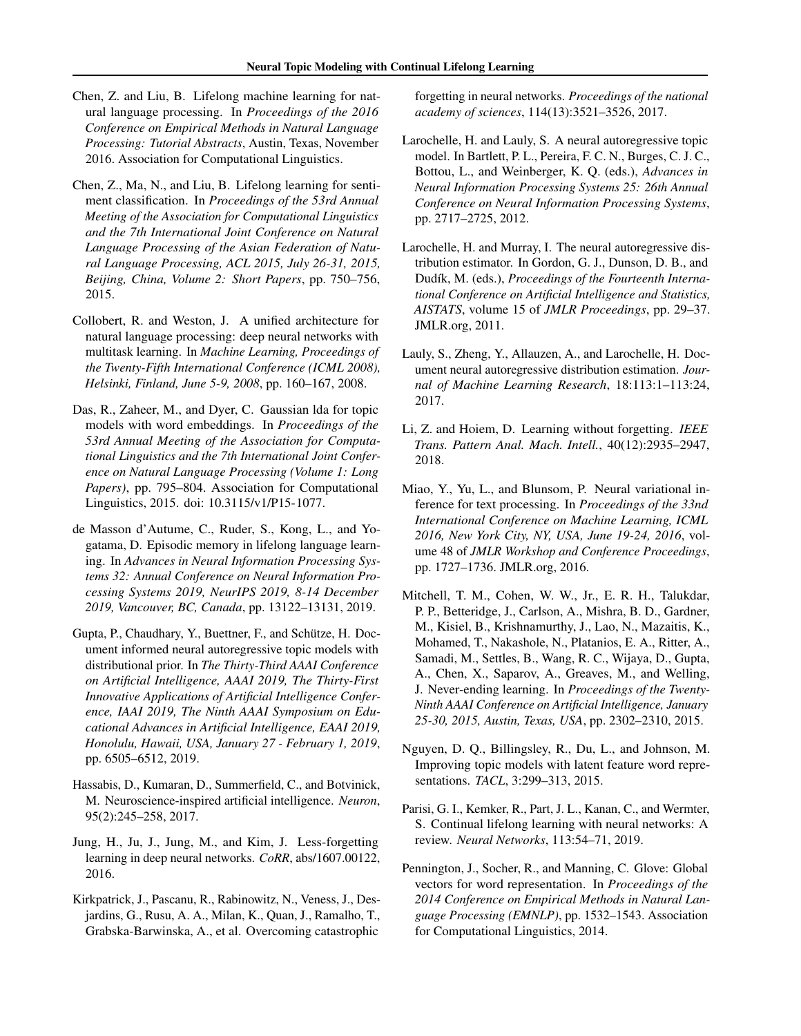Chen, Z. and Liu, B. Lifelong machine learning for natural language processing. In *Proceedings of the 2016 Conference on Empirical Methods in Natural Language Processing: Tutorial Abstracts*, Austin, Texas, November 2016. Association for Computational Linguistics.

Chen, Z., Ma, N., and Liu, B. Lifelong learning for sentiment classification. In *Proceedings of the 53rd Annual Meeting of the Association for Computational Linguistics and the 7th International Joint Conference on Natural Language Processing of the Asian Federation of Natural Language Processing, ACL 2015, July 26-31, 2015, Beijing, China, Volume 2: Short Papers*, pp. 750–756, 2015.

Collobert, R. and Weston, J. A unified architecture for natural language processing: deep neural networks with multitask learning. In *Machine Learning, Proceedings of the Twenty-Fifth International Conference (ICML 2008), Helsinki, Finland, June 5-9, 2008*, pp. 160–167, 2008.

Das, R., Zaheer, M., and Dyer, C. Gaussian lda for topic models with word embeddings. In *Proceedings of the 53rd Annual Meeting of the Association for Computational Linguistics and the 7th International Joint Conference on Natural Language Processing (Volume 1: Long Papers)*, pp. 795–804. Association for Computational Linguistics, 2015. doi: 10.3115/v1/P15-1077.

de Masson d'Autume, C., Ruder, S., Kong, L., and Yogatama, D. Episodic memory in lifelong language learning. In *Advances in Neural Information Processing Systems 32: Annual Conference on Neural Information Processing Systems 2019, NeurIPS 2019, 8-14 December 2019, Vancouver, BC, Canada*, pp. 13122–13131, 2019.

Gupta, P., Chaudhary, Y., Buettner, F., and Schütze, H. Document informed neural autoregressive topic models with distributional prior. In *The Thirty-Third AAAI Conference on Artificial Intelligence, AAAI 2019, The Thirty-First Innovative Applications of Artificial Intelligence Conference, IAAI 2019, The Ninth AAAI Symposium on Educational Advances in Artificial Intelligence, EAAI 2019, Honolulu, Hawaii, USA, January 27 - February 1, 2019*, pp. 6505–6512, 2019.

Hassabis, D., Kumaran, D., Summerfield, C., and Botvinick, M. Neuroscience-inspired artificial intelligence. *Neuron*, 95(2):245–258, 2017.

Jung, H., Ju, J., Jung, M., and Kim, J. Less-forgetting learning in deep neural networks. *CoRR*, abs/1607.00122, 2016.

Kirkpatrick, J., Pascanu, R., Rabinowitz, N., Veness, J., Desjardins, G., Rusu, A. A., Milan, K., Quan, J., Ramalho, T., Grabska-Barwinska, A., et al. Overcoming catastrophic forgetting in neural networks. *Proceedings of the national academy of sciences*, 114(13):3521–3526, 2017.

Larochelle, H. and Lauly, S. A neural autoregressive topic model. In Bartlett, P. L., Pereira, F. C. N., Burges, C. J. C., Bottou, L., and Weinberger, K. Q. (eds.), *Advances in Neural Information Processing Systems 25: 26th Annual Conference on Neural Information Processing Systems*, pp. 2717–2725, 2012.

Larochelle, H. and Murray, I. The neural autoregressive distribution estimator. In Gordon, G. J., Dunson, D. B., and Dudík, M. (eds.), *Proceedings of the Fourteenth International Conference on Artificial Intelligence and Statistics, AISTATS*, volume 15 of *JMLR Proceedings*, pp. 29–37. JMLR.org, 2011.

Lauly, S., Zheng, Y., Allauzen, A., and Larochelle, H. Document neural autoregressive distribution estimation. *Journal of Machine Learning Research*, 18:113:1–113:24, 2017.

Li, Z. and Hoiem, D. Learning without forgetting. *IEEE Trans. Pattern Anal. Mach. Intell.*, 40(12):2935–2947, 2018.

Miao, Y., Yu, L., and Blunsom, P. Neural variational inference for text processing. In *Proceedings of the 33nd International Conference on Machine Learning, ICML 2016, New York City, NY, USA, June 19-24, 2016*, volume 48 of *JMLR Workshop and Conference Proceedings*, pp. 1727–1736. JMLR.org, 2016.

Mitchell, T. M., Cohen, W. W., Jr., E. R. H., Talukdar, P. P., Betteridge, J., Carlson, A., Mishra, B. D., Gardner, M., Kisiel, B., Krishnamurthy, J., Lao, N., Mazaitis, K., Mohamed, T., Nakashole, N., Platanios, E. A., Ritter, A., Samadi, M., Settles, B., Wang, R. C., Wijaya, D., Gupta, A., Chen, X., Saparov, A., Greaves, M., and Welling, J. Never-ending learning. In *Proceedings of the Twenty-Ninth AAAI Conference on Artificial Intelligence, January 25-30, 2015, Austin, Texas, USA*, pp. 2302–2310, 2015.

Nguyen, D. Q., Billingsley, R., Du, L., and Johnson, M. Improving topic models with latent feature word representations. *TACL*, 3:299–313, 2015.

Parisi, G. I., Kemker, R., Part, J. L., Kanan, C., and Wermter, S. Continual lifelong learning with neural networks: A review. *Neural Networks*, 113:54–71, 2019.

Pennington, J., Socher, R., and Manning, C. Glove: Global vectors for word representation. In *Proceedings of the 2014 Conference on Empirical Methods in Natural Language Processing (EMNLP)*, pp. 1532–1543. Association for Computational Linguistics, 2014.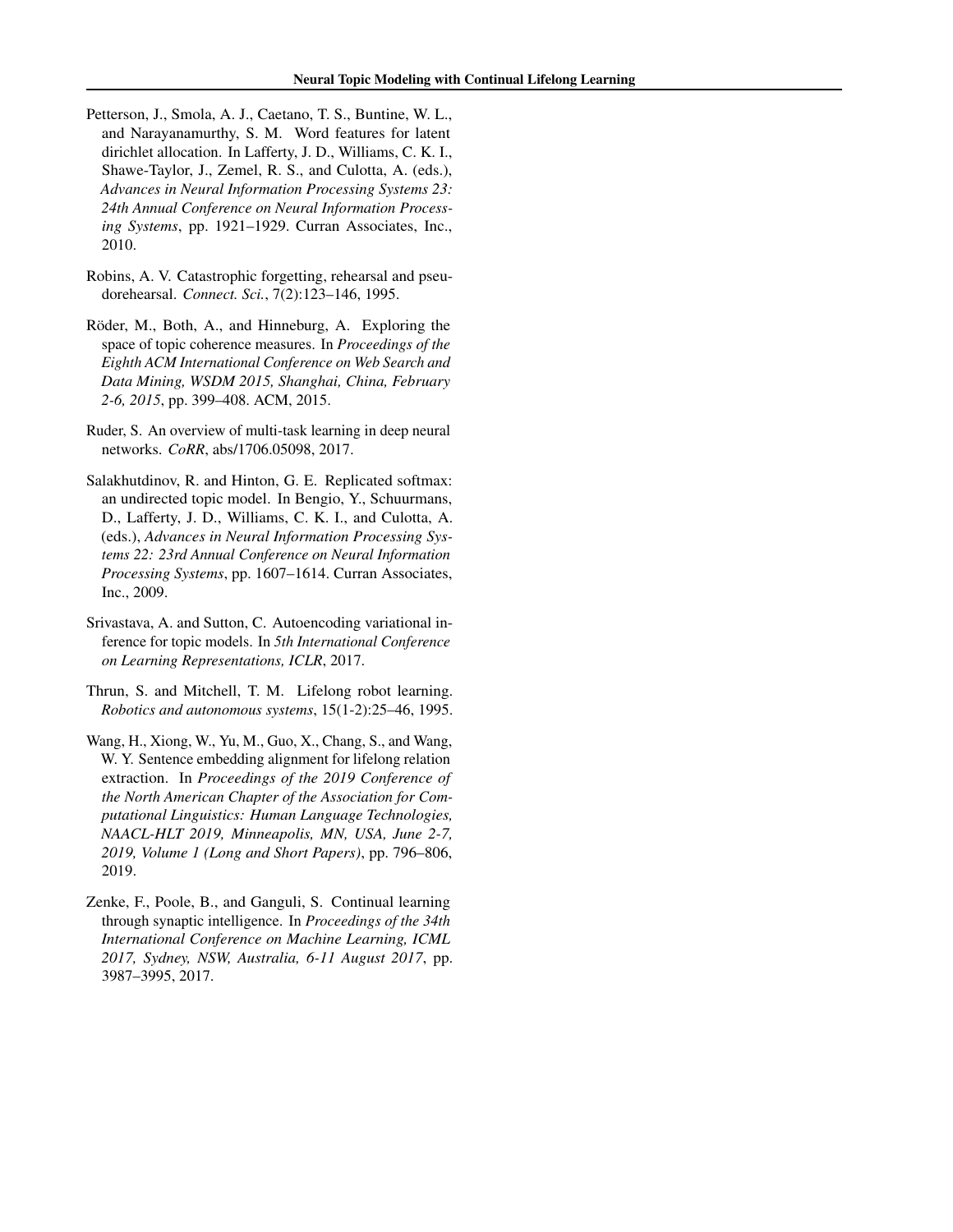Petterson, J., Smola, A. J., Caetano, T. S., Buntine, W. L., and Narayanamurthy, S. M. Word features for latent dirichlet allocation. In Lafferty, J. D., Williams, C. K. I., Shawe-Taylor, J., Zemel, R. S., and Culotta, A. (eds.), *Advances in Neural Information Processing Systems 23: 24th Annual Conference on Neural Information Processing Systems*, pp. 1921–1929. Curran Associates, Inc., 2010.

Robins, A. V. Catastrophic forgetting, rehearsal and pseudorehearsal. *Connect. Sci.*, 7(2):123–146, 1995.

Röder, M., Both, A., and Hinneburg, A. Exploring the space of topic coherence measures. In *Proceedings of the Eighth ACM International Conference on Web Search and Data Mining, WSDM 2015, Shanghai, China, February 2-6, 2015*, pp. 399–408. ACM, 2015.

Ruder, S. An overview of multi-task learning in deep neural networks. *CoRR*, abs/1706.05098, 2017.

Salakhutdinov, R. and Hinton, G. E. Replicated softmax: an undirected topic model. In Bengio, Y., Schuurmans, D., Lafferty, J. D., Williams, C. K. I., and Culotta, A. (eds.), *Advances in Neural Information Processing Systems 22: 23rd Annual Conference on Neural Information Processing Systems*, pp. 1607–1614. Curran Associates, Inc., 2009.

Srivastava, A. and Sutton, C. Autoencoding variational inference for topic models. In *5th International Conference on Learning Representations, ICLR*, 2017.

Thrun, S. and Mitchell, T. M. Lifelong robot learning. *Robotics and autonomous systems*, 15(1-2):25–46, 1995.

Wang, H., Xiong, W., Yu, M., Guo, X., Chang, S., and Wang, W. Y. Sentence embedding alignment for lifelong relation extraction. In *Proceedings of the 2019 Conference of the North American Chapter of the Association for Computational Linguistics: Human Language Technologies, NAACL-HLT 2019, Minneapolis, MN, USA, June 2-7, 2019, Volume 1 (Long and Short Papers)*, pp. 796–806, 2019.

Zenke, F., Poole, B., and Ganguli, S. Continual learning through synaptic intelligence. In *Proceedings of the 34th International Conference on Machine Learning, ICML 2017, Sydney, NSW, Australia, 6-11 August 2017*, pp. 3987–3995, 2017.